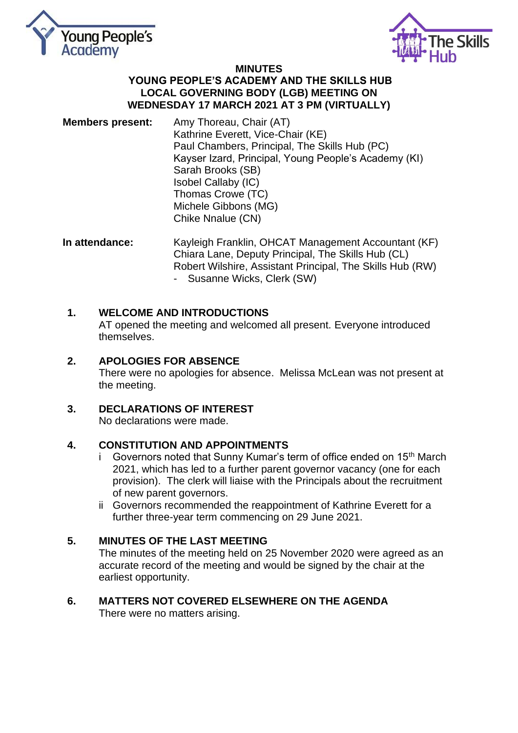**MINUTES**
**YOUNG PEOPLE'S ACADEMY AND THE SKILLS HUB**
**LOCAL GOVERNING BODY (LGB) MEETING ON**
**WEDNESDAY 17 MARCH 2021 AT 3 PM (VIRTUALLY)**

**Members present:**
Amy Thoreau, Chair (AT)
Kathrine Everett, Vice-Chair (KE)
Paul Chambers, Principal, The Skills Hub (PC)
Kayser Izard, Principal, Young People's Academy (KI)
Sarah Brooks (SB)
Isobel Callaby (IC)
Thomas Crowe (TC)
Michele Gibbons (MG)
Chike Nnalue (CN)

**In attendance:**
Kayleigh Franklin, OHCAT Management Accountant (KF)
Chiara Lane, Deputy Principal, The Skills Hub (CL)
Robert Wilshire, Assistant Principal, The Skills Hub (RW)
- Susanne Wicks, Clerk (SW)

## 1. WELCOME AND INTRODUCTIONS

AT opened the meeting and welcomed all present. Everyone introduced themselves.

## 2. APOLOGIES FOR ABSENCE

There were no apologies for absence. Melissa McLean was not present at the meeting.

## 3. DECLARATIONS OF INTEREST

No declarations were made.

## 4. CONSTITUTION AND APPOINTMENTS

i Governors noted that Sunny Kumar's term of office ended on 15th March 2021, which has led to a further parent governor vacancy (one for each provision). The clerk will liaise with the Principals about the recruitment of new parent governors.

ii Governors recommended the reappointment of Kathrine Everett for a further three-year term commencing on 29 June 2021.

## 5. MINUTES OF THE LAST MEETING

The minutes of the meeting held on 25 November 2020 were agreed as an accurate record of the meeting and would be signed by the chair at the earliest opportunity.

## 6. MATTERS NOT COVERED ELSEWHERE ON THE AGENDA

There were no matters arising.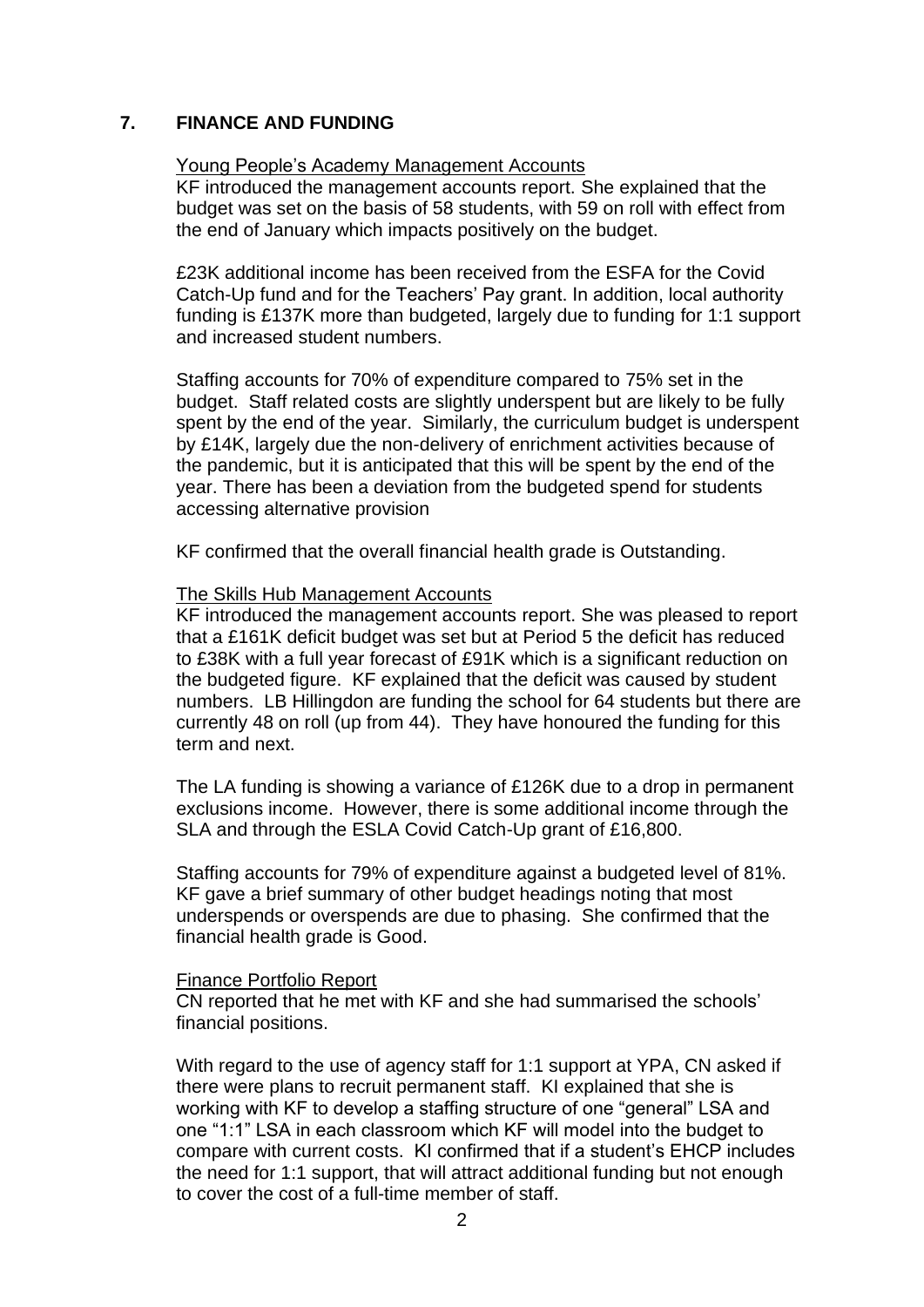## 7. FINANCE AND FUNDING

Young People's Academy Management Accounts

KF introduced the management accounts report. She explained that the budget was set on the basis of 58 students, with 59 on roll with effect from the end of January which impacts positively on the budget.

£23K additional income has been received from the ESFA for the Covid Catch-Up fund and for the Teachers' Pay grant. In addition, local authority funding is £137K more than budgeted, largely due to funding for 1:1 support and increased student numbers.

Staffing accounts for 70% of expenditure compared to 75% set in the budget. Staff related costs are slightly underspent but are likely to be fully spent by the end of the year. Similarly, the curriculum budget is underspent by £14K, largely due the non-delivery of enrichment activities because of the pandemic, but it is anticipated that this will be spent by the end of the year. There has been a deviation from the budgeted spend for students accessing alternative provision

KF confirmed that the overall financial health grade is Outstanding.

The Skills Hub Management Accounts

KF introduced the management accounts report. She was pleased to report that a £161K deficit budget was set but at Period 5 the deficit has reduced to £38K with a full year forecast of £91K which is a significant reduction on the budgeted figure. KF explained that the deficit was caused by student numbers. LB Hillingdon are funding the school for 64 students but there are currently 48 on roll (up from 44). They have honoured the funding for this term and next.

The LA funding is showing a variance of £126K due to a drop in permanent exclusions income. However, there is some additional income through the SLA and through the ESLA Covid Catch-Up grant of £16,800.

Staffing accounts for 79% of expenditure against a budgeted level of 81%. KF gave a brief summary of other budget headings noting that most underspends or overspends are due to phasing. She confirmed that the financial health grade is Good.

Finance Portfolio Report

CN reported that he met with KF and she had summarised the schools' financial positions.

With regard to the use of agency staff for 1:1 support at YPA, CN asked if there were plans to recruit permanent staff. KI explained that she is working with KF to develop a staffing structure of one "general" LSA and one "1:1" LSA in each classroom which KF will model into the budget to compare with current costs. KI confirmed that if a student's EHCP includes the need for 1:1 support, that will attract additional funding but not enough to cover the cost of a full-time member of staff.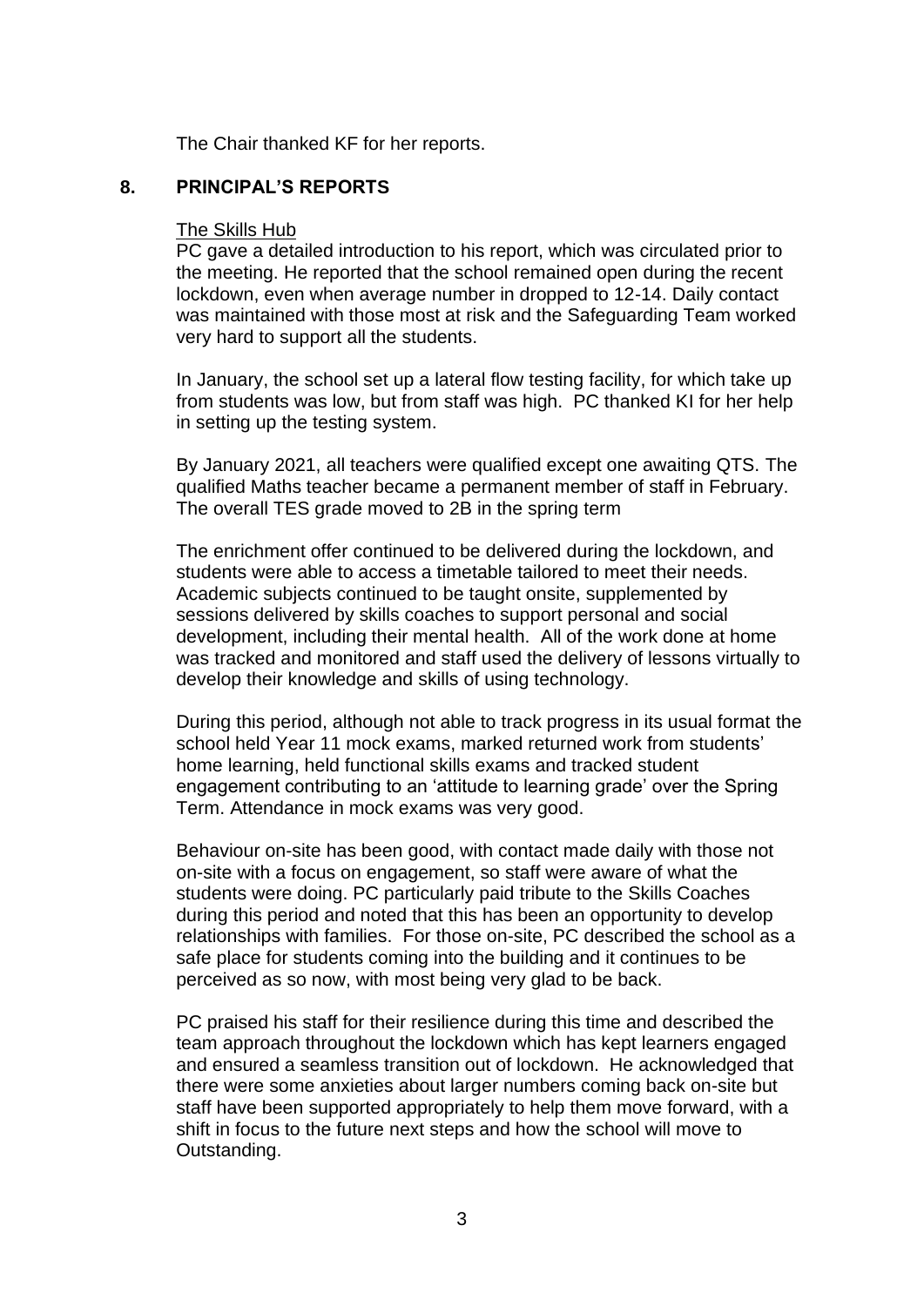The Chair thanked KF for her reports.

## 8. PRINCIPAL'S REPORTS

The Skills Hub

PC gave a detailed introduction to his report, which was circulated prior to the meeting. He reported that the school remained open during the recent lockdown, even when average number in dropped to 12-14. Daily contact was maintained with those most at risk and the Safeguarding Team worked very hard to support all the students.

In January, the school set up a lateral flow testing facility, for which take up from students was low, but from staff was high. PC thanked KI for her help in setting up the testing system.

By January 2021, all teachers were qualified except one awaiting QTS. The qualified Maths teacher became a permanent member of staff in February. The overall TES grade moved to 2B in the spring term

The enrichment offer continued to be delivered during the lockdown, and students were able to access a timetable tailored to meet their needs. Academic subjects continued to be taught onsite, supplemented by sessions delivered by skills coaches to support personal and social development, including their mental health. All of the work done at home was tracked and monitored and staff used the delivery of lessons virtually to develop their knowledge and skills of using technology.

During this period, although not able to track progress in its usual format the school held Year 11 mock exams, marked returned work from students' home learning, held functional skills exams and tracked student engagement contributing to an 'attitude to learning grade' over the Spring Term. Attendance in mock exams was very good.

Behaviour on-site has been good, with contact made daily with those not on-site with a focus on engagement, so staff were aware of what the students were doing. PC particularly paid tribute to the Skills Coaches during this period and noted that this has been an opportunity to develop relationships with families. For those on-site, PC described the school as a safe place for students coming into the building and it continues to be perceived as so now, with most being very glad to be back.

PC praised his staff for their resilience during this time and described the team approach throughout the lockdown which has kept learners engaged and ensured a seamless transition out of lockdown. He acknowledged that there were some anxieties about larger numbers coming back on-site but staff have been supported appropriately to help them move forward, with a shift in focus to the future next steps and how the school will move to Outstanding.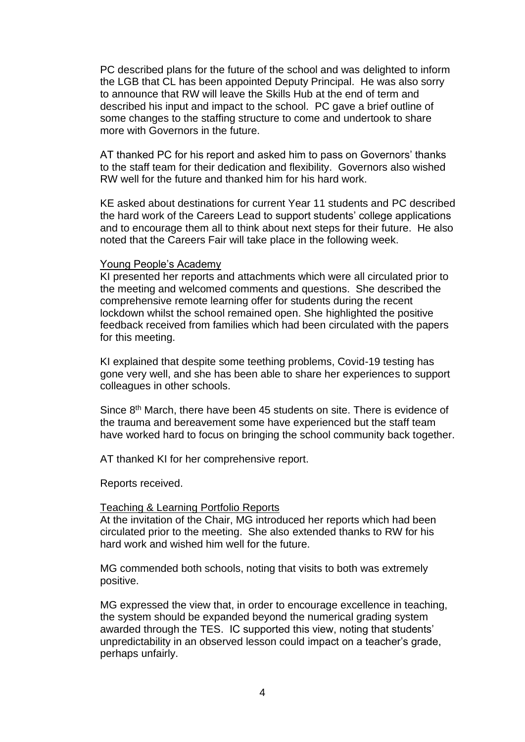PC described plans for the future of the school and was delighted to inform the LGB that CL has been appointed Deputy Principal. He was also sorry to announce that RW will leave the Skills Hub at the end of term and described his input and impact to the school. PC gave a brief outline of some changes to the staffing structure to come and undertook to share more with Governors in the future.

AT thanked PC for his report and asked him to pass on Governors' thanks to the staff team for their dedication and flexibility. Governors also wished RW well for the future and thanked him for his hard work.

KE asked about destinations for current Year 11 students and PC described the hard work of the Careers Lead to support students' college applications and to encourage them all to think about next steps for their future. He also noted that the Careers Fair will take place in the following week.

Young People's Academy

KI presented her reports and attachments which were all circulated prior to the meeting and welcomed comments and questions. She described the comprehensive remote learning offer for students during the recent lockdown whilst the school remained open. She highlighted the positive feedback received from families which had been circulated with the papers for this meeting.

KI explained that despite some teething problems, Covid-19 testing has gone very well, and she has been able to share her experiences to support colleagues in other schools.

Since 8th March, there have been 45 students on site. There is evidence of the trauma and bereavement some have experienced but the staff team have worked hard to focus on bringing the school community back together.

AT thanked KI for her comprehensive report.

Reports received.

Teaching & Learning Portfolio Reports

At the invitation of the Chair, MG introduced her reports which had been circulated prior to the meeting. She also extended thanks to RW for his hard work and wished him well for the future.

MG commended both schools, noting that visits to both was extremely positive.

MG expressed the view that, in order to encourage excellence in teaching, the system should be expanded beyond the numerical grading system awarded through the TES. IC supported this view, noting that students' unpredictability in an observed lesson could impact on a teacher's grade, perhaps unfairly.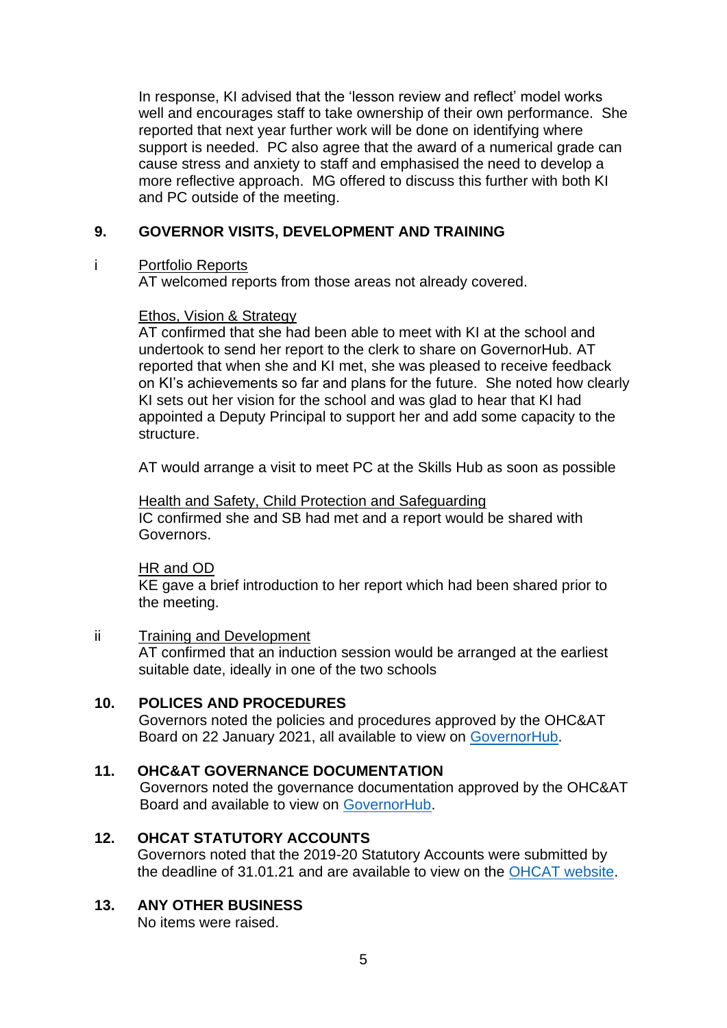In response, KI advised that the 'lesson review and reflect' model works well and encourages staff to take ownership of their own performance. She reported that next year further work will be done on identifying where support is needed. PC also agree that the award of a numerical grade can cause stress and anxiety to staff and emphasised the need to develop a more reflective approach. MG offered to discuss this further with both KI and PC outside of the meeting.

## 9. GOVERNOR VISITS, DEVELOPMENT AND TRAINING

i Portfolio Reports

AT welcomed reports from those areas not already covered.

Ethos, Vision & Strategy

AT confirmed that she had been able to meet with KI at the school and undertook to send her report to the clerk to share on GovernorHub. AT reported that when she and KI met, she was pleased to receive feedback on KI's achievements so far and plans for the future. She noted how clearly KI sets out her vision for the school and was glad to hear that KI had appointed a Deputy Principal to support her and add some capacity to the structure.

AT would arrange a visit to meet PC at the Skills Hub as soon as possible

Health and Safety, Child Protection and Safeguarding

IC confirmed she and SB had met and a report would be shared with Governors.

HR and OD

KE gave a brief introduction to her report which had been shared prior to the meeting.

ii Training and Development

AT confirmed that an induction session would be arranged at the earliest suitable date, ideally in one of the two schools

## 10. POLICES AND PROCEDURES

Governors noted the policies and procedures approved by the OHC&AT Board on 22 January 2021, all available to view on GovernorHub.

## 11. OHC&AT GOVERNANCE DOCUMENTATION

Governors noted the governance documentation approved by the OHC&AT Board and available to view on GovernorHub.

## 12. OHCAT STATUTORY ACCOUNTS

Governors noted that the 2019-20 Statutory Accounts were submitted by the deadline of 31.01.21 and are available to view on the OHCAT website.

## 13. ANY OTHER BUSINESS

No items were raised.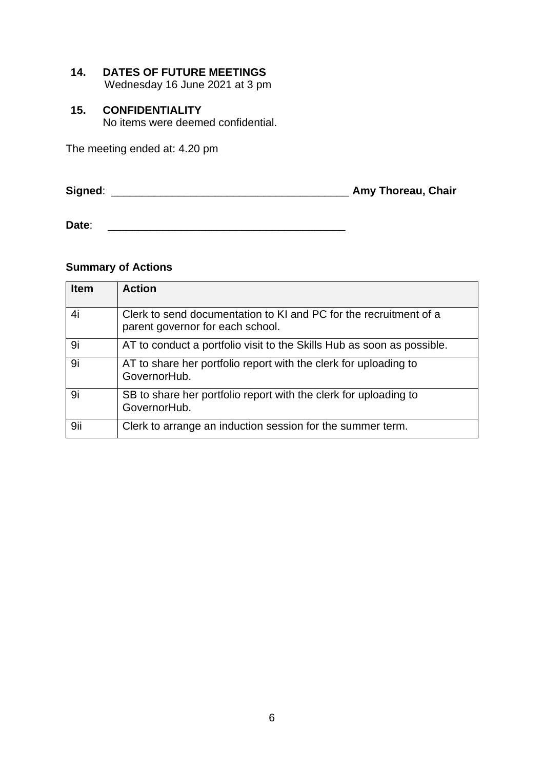**14. DATES OF FUTURE MEETINGS**

Wednesday 16 June 2021 at 3 pm

**15. CONFIDENTIALITY**

No items were deemed confidential.

The meeting ended at: 4.20 pm

**Signed**: ________________________________________ **Amy Thoreau, Chair**

**Date**: ________________________________________

**Summary of Actions**

| Item | Action |
|---|---|
| 4i | Clerk to send documentation to KI and PC for the recruitment of a parent governor for each school. |
| 9i | AT to conduct a portfolio visit to the Skills Hub as soon as possible. |
| 9i | AT to share her portfolio report with the clerk for uploading to GovernorHub. |
| 9i | SB to share her portfolio report with the clerk for uploading to GovernorHub. |
| 9ii | Clerk to arrange an induction session for the summer term. |